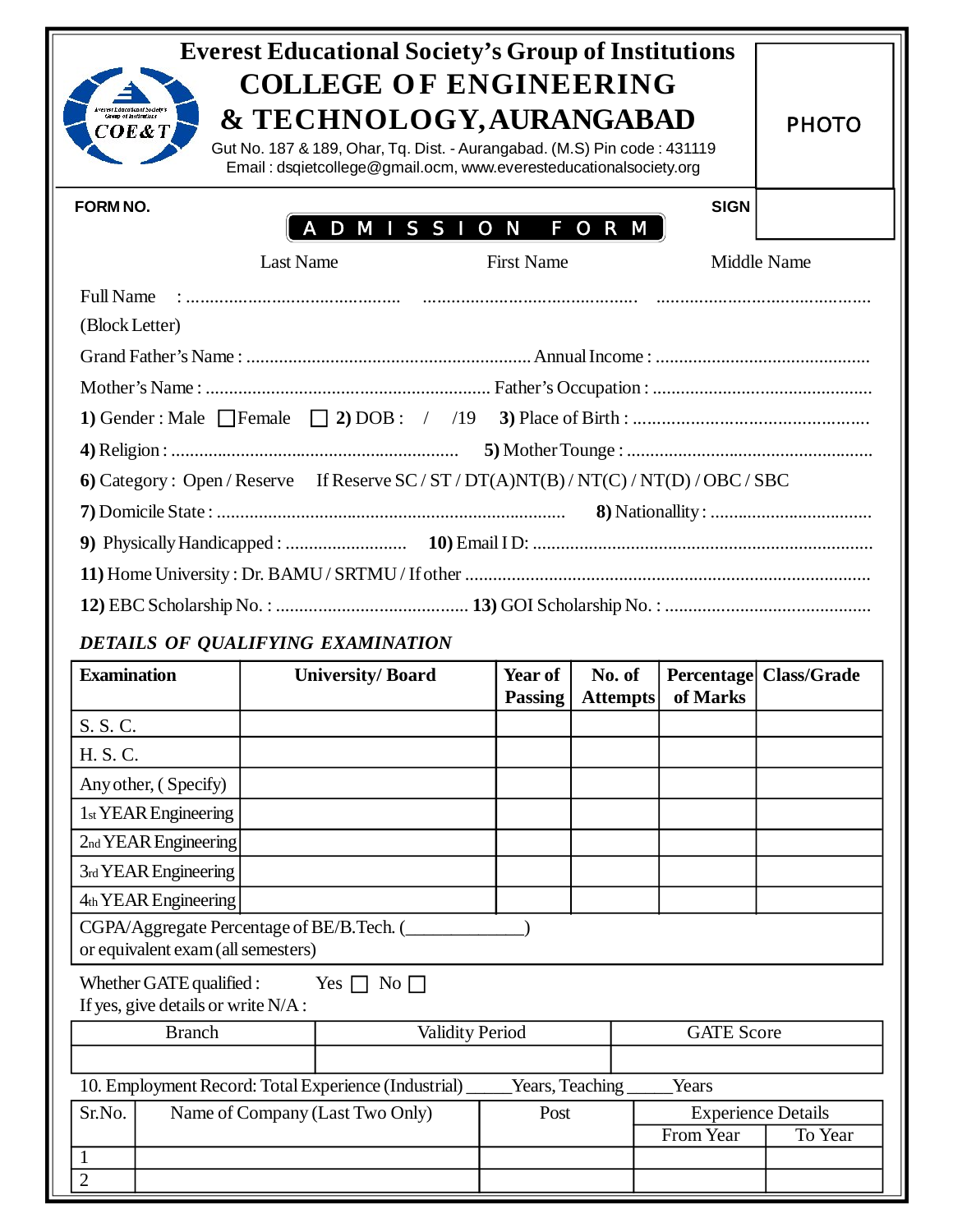# Everest Educational Society's Group of Institutions

# COLLEGE OF ENGINEERING & TECHNOLOGY, AURANGABAD

Gut No. 187 & 189, Ohar, Tq. Dist. - Aurangabad. (M.S) Pin code : 431119
Email : dsqietcollege@gmail.ocm, www.everesteducationalsociety.org

PHOTO

**FORM NO.** **SIGN**

## ADMISSION FORM

Last Name First Name Middle Name

Full Name : ............................................ ............................................ ............................................
(Block Letter)

Grand Father's Name : ............................................................ Annual Income : ............................................

Mother's Name : ............................................................ Father's Occupation : ..............................................

**1)** Gender : Male ☐ Female ☐ **2)** DOB : / /19 **3)** Place of Birth : .................................................

**4)** Religion : ............................................................ **5)** Mother Tounge : ...................................................

**6)** Category : Open / Reserve If Reserve SC / ST / DT(A)NT(B) / NT(C) / NT(D) / OBC / SBC

**7)** Domicile State : .......................................................................... **8)** Nationallity : ..................................

**9)** Physically Handicapped : .......................... **10)** Email I D: ........................................................................

**11)** Home University : Dr. BAMU / SRTMU / If other .......................................................................................

**12)** EBC Scholarship No. : ......................................... **13)** GOI Scholarship No. : ...........................................

### *DETAILS OF QUALIFYING EXAMINATION*

| Examination | University/ Board | Year of Passing | No. of Attempts | Percentage of Marks | Class/Grade |
|---|---|---|---|---|---|
| S. S. C. | | | | | |
| H. S. C. | | | | | |
| Any other, ( Specify) | | | | | |
| 1st YEAR Engineering | | | | | |
| 2nd YEAR Engineering | | | | | |
| 3rd YEAR Engineering | | | | | |
| 4th YEAR Engineering | | | | | |
| CGPA/Aggregate Percentage of BE/B.Tech. (____________) or equivalent exam (all semesters) | | | | | |

Whether GATE qualified : Yes ☐ No ☐
If yes, give details or write N/A :

| Branch | Validity Period | GATE Score |
|---|---|---|
| | | |

10. Employment Record: Total Experience (Industrial) _____Years, Teaching _____Years

| Sr.No. | Name of Company (Last Two Only) | Post | Experience Details | |
|---|---|---|---|---|
| | | | From Year | To Year |
| 1 | | | | |
| 2 | | | | |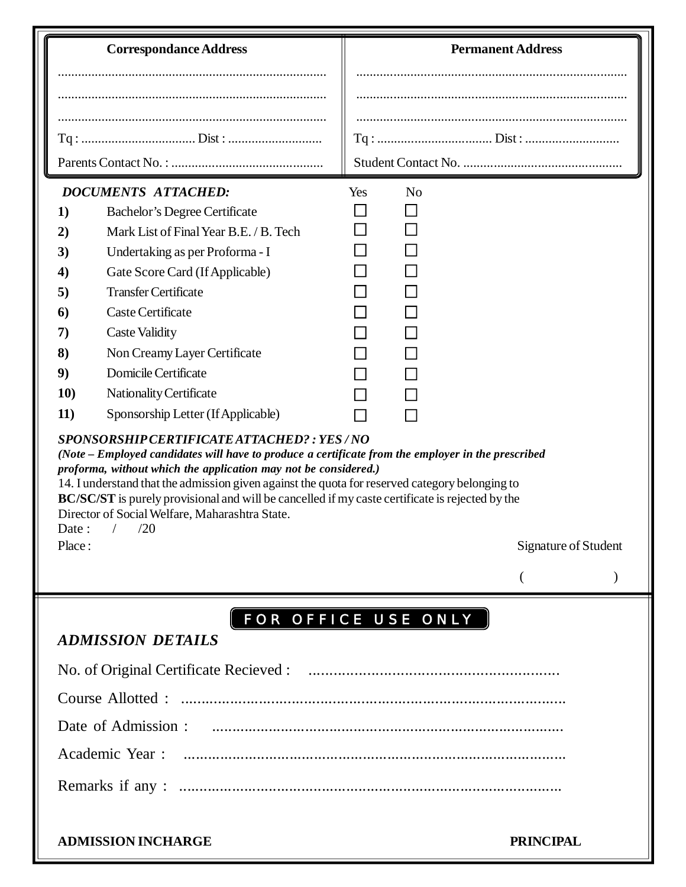| Correspondance Address | Permanent Address |
| --- | --- |
| ................................................................................ | ................................................................................ |
| ................................................................................ | ................................................................................ |
| ................................................................................ | ................................................................................ |
| Tq : ................................. Dist : ........................... | Tq : ................................. Dist : ........................... |
| Parents Contact No. : ............................................. | Student Contact No. ............................................... |

***DOCUMENTS ATTACHED:***

| | | Yes | No |
| --- | --- | --- | --- |
| **1)** | Bachelor's Degree Certificate | ☐ | ☐ |
| **2)** | Mark List of Final Year B.E. / B. Tech | ☐ | ☐ |
| **3)** | Undertaking as per Proforma - I | ☐ | ☐ |
| **4)** | Gate Score Card (If Applicable) | ☐ | ☐ |
| **5)** | Transfer Certificate | ☐ | ☐ |
| **6)** | Caste Certificate | ☐ | ☐ |
| **7)** | Caste Validity | ☐ | ☐ |
| **8)** | Non Creamy Layer Certificate | ☐ | ☐ |
| **9)** | Domicile Certificate | ☐ | ☐ |
| **10)** | Nationality Certificate | ☐ | ☐ |
| **11)** | Sponsorship Letter (If Applicable) | ☐ | ☐ |

***SPONSORSHIP CERTIFICATE ATTACHED? : YES / NO***

***(Note – Employed candidates will have to produce a certificate from the employer in the prescribed proforma, without which the application may not be considered.)***

14. I understand that the admission given against the quota for reserved category belonging to **BC/SC/ST** is purely provisional and will be cancelled if my caste certificate is rejected by the Director of Social Welfare, Maharashtra State.

Date : / /20

Place :

Signature of Student

( )

## FOR OFFICE USE ONLY

### *ADMISSION DETAILS*

No. of Original Certificate Recieved : .............................................................

Course Allotted : ..................................................................................................

Date of Admission : .........................................................................................

Academic Year : ..................................................................................................

Remarks if any : ................................................................................................

**ADMISSION INCHARGE** **PRINCIPAL**